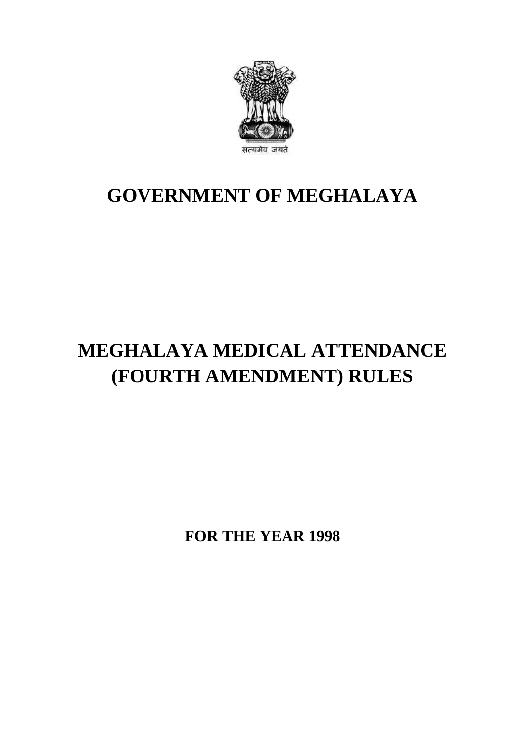सत्यमेव जयते

# GOVERNMENT OF MEGHALAYA

# MEGHALAYA MEDICAL ATTENDANCE (FOURTH AMENDMENT) RULES

**FOR THE YEAR 1998**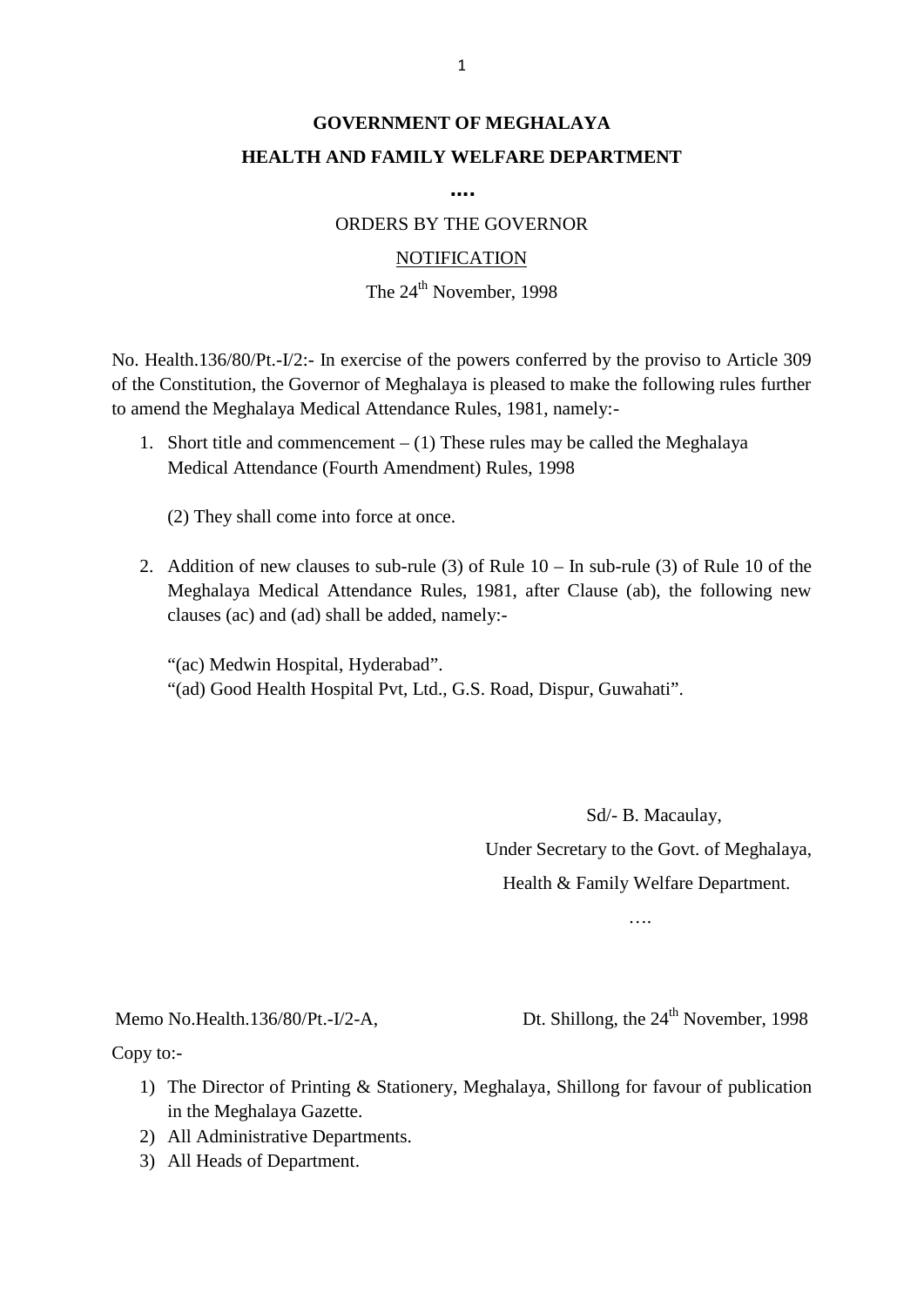**GOVERNMENT OF MEGHALAYA**

**HEALTH AND FAMILY WELFARE DEPARTMENT**

**....**

ORDERS BY THE GOVERNOR

NOTIFICATION

The 24th November, 1998

No. Health.136/80/Pt.-I/2:- In exercise of the powers conferred by the proviso to Article 309 of the Constitution, the Governor of Meghalaya is pleased to make the following rules further to amend the Meghalaya Medical Attendance Rules, 1981, namely:-

1. Short title and commencement – (1) These rules may be called the Meghalaya Medical Attendance (Fourth Amendment) Rules, 1998

   (2) They shall come into force at once.

2. Addition of new clauses to sub-rule (3) of Rule 10 – In sub-rule (3) of Rule 10 of the Meghalaya Medical Attendance Rules, 1981, after Clause (ab), the following new clauses (ac) and (ad) shall be added, namely:-

   "(ac) Medwin Hospital, Hyderabad".
   "(ad) Good Health Hospital Pvt, Ltd., G.S. Road, Dispur, Guwahati".

Sd/- B. Macaulay,
Under Secretary to the Govt. of Meghalaya,
Health & Family Welfare Department.

….

Memo No.Health.136/80/Pt.-I/2-A, Dt. Shillong, the 24th November, 1998

Copy to:-

1) The Director of Printing & Stationery, Meghalaya, Shillong for favour of publication in the Meghalaya Gazette.
2) All Administrative Departments.
3) All Heads of Department.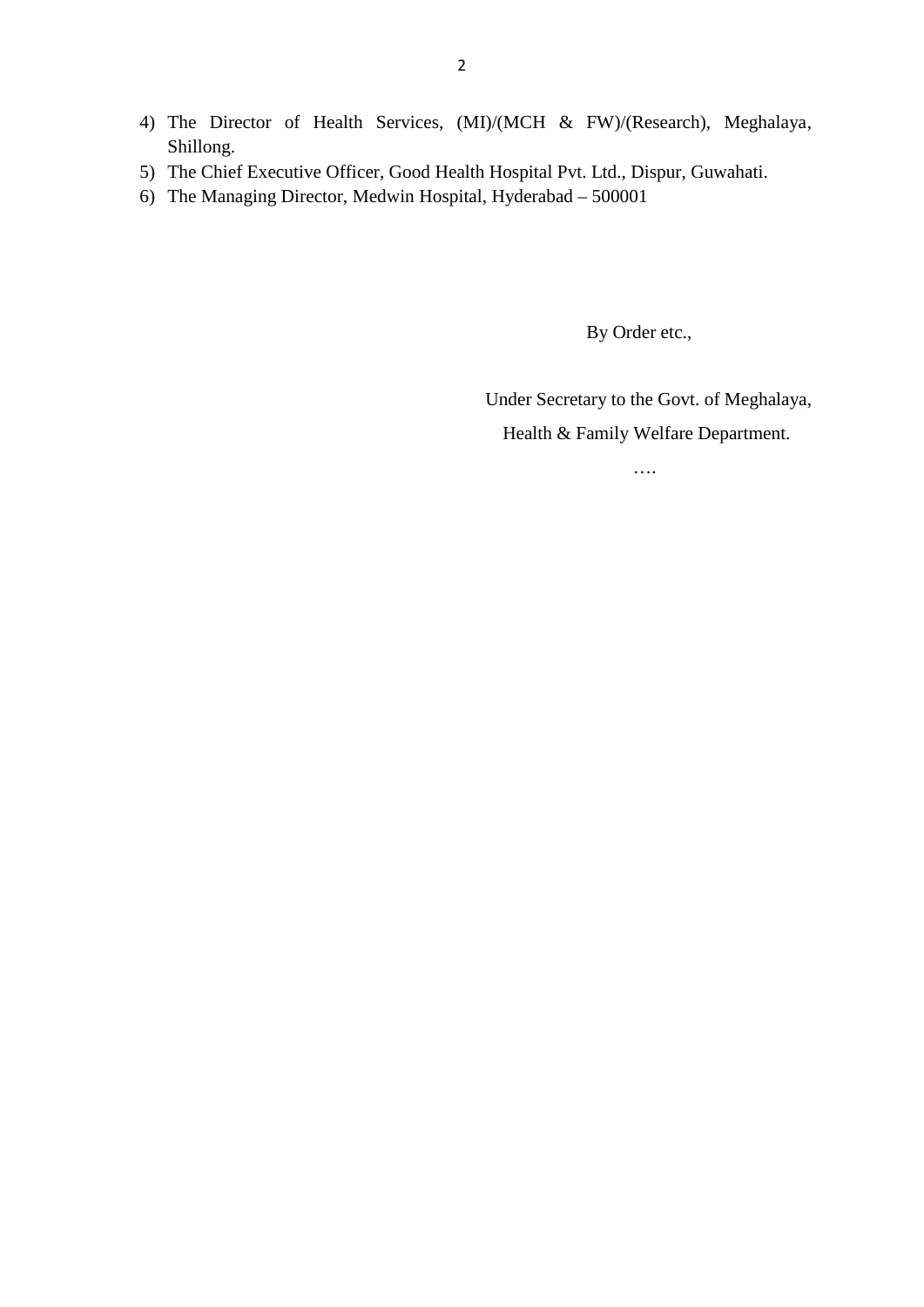4) The Director of Health Services, (MI)/(MCH & FW)/(Research), Meghalaya, Shillong.
5) The Chief Executive Officer, Good Health Hospital Pvt. Ltd., Dispur, Guwahati.
6) The Managing Director, Medwin Hospital, Hyderabad – 500001

By Order etc.,

Under Secretary to the Govt. of Meghalaya,

Health & Family Welfare Department.

….